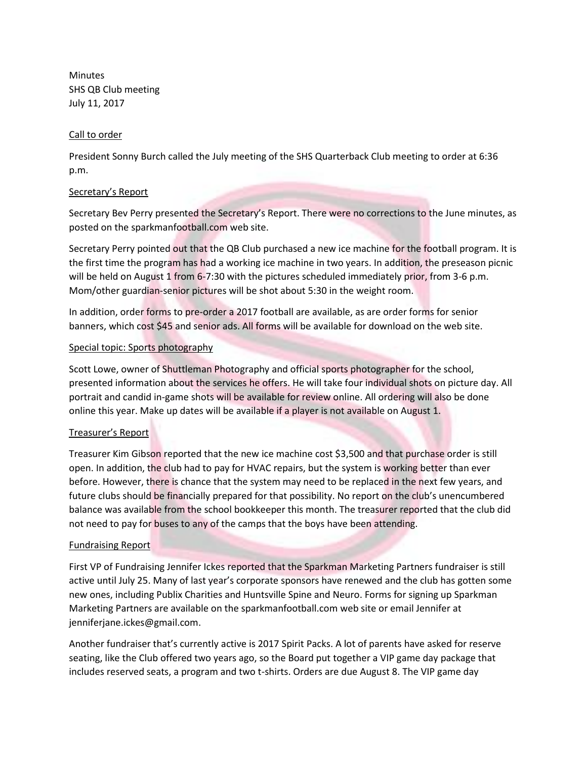Minutes
SHS QB Club meeting
July 11, 2017

<u>Call to order</u>

President Sonny Burch called the July meeting of the SHS Quarterback Club meeting to order at 6:36 p.m.

<u>Secretary's Report</u>

Secretary Bev Perry presented the Secretary's Report. There were no corrections to the June minutes, as posted on the sparkmanfootball.com web site.

Secretary Perry pointed out that the QB Club purchased a new ice machine for the football program. It is the first time the program has had a working ice machine in two years. In addition, the preseason picnic will be held on August 1 from 6-7:30 with the pictures scheduled immediately prior, from 3-6 p.m. Mom/other guardian-senior pictures will be shot about 5:30 in the weight room.

In addition, order forms to pre-order a 2017 football are available, as are order forms for senior banners, which cost $45 and senior ads. All forms will be available for download on the web site.

<u>Special topic: Sports photography</u>

Scott Lowe, owner of Shuttleman Photography and official sports photographer for the school, presented information about the services he offers. He will take four individual shots on picture day. All portrait and candid in-game shots will be available for review online. All ordering will also be done online this year. Make up dates will be available if a player is not available on August 1.

<u>Treasurer's Report</u>

Treasurer Kim Gibson reported that the new ice machine cost $3,500 and that purchase order is still open. In addition, the club had to pay for HVAC repairs, but the system is working better than ever before. However, there is chance that the system may need to be replaced in the next few years, and future clubs should be financially prepared for that possibility. No report on the club's unencumbered balance was available from the school bookkeeper this month. The treasurer reported that the club did not need to pay for buses to any of the camps that the boys have been attending.

<u>Fundraising Report</u>

First VP of Fundraising Jennifer Ickes reported that the Sparkman Marketing Partners fundraiser is still active until July 25. Many of last year's corporate sponsors have renewed and the club has gotten some new ones, including Publix Charities and Huntsville Spine and Neuro. Forms for signing up Sparkman Marketing Partners are available on the sparkmanfootball.com web site or email Jennifer at jenniferjane.ickes@gmail.com.

Another fundraiser that's currently active is 2017 Spirit Packs. A lot of parents have asked for reserve seating, like the Club offered two years ago, so the Board put together a VIP game day package that includes reserved seats, a program and two t-shirts. Orders are due August 8. The VIP game day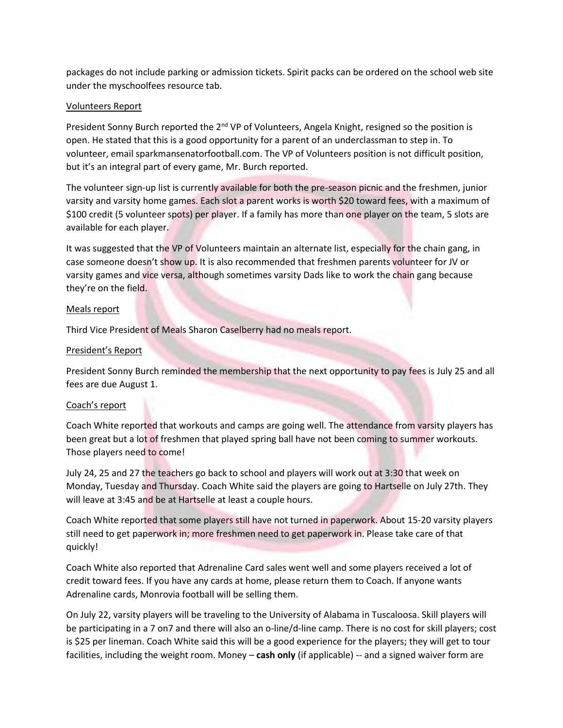packages do not include parking or admission tickets. Spirit packs can be ordered on the school web site under the myschoolfees resource tab.

Volunteers Report

President Sonny Burch reported the 2nd VP of Volunteers, Angela Knight, resigned so the position is open. He stated that this is a good opportunity for a parent of an underclassman to step in. To volunteer, email sparkmansenatorfootball.com. The VP of Volunteers position is not difficult position, but it's an integral part of every game, Mr. Burch reported.

The volunteer sign-up list is currently available for both the pre-season picnic and the freshmen, junior varsity and varsity home games. Each slot a parent works is worth $20 toward fees, with a maximum of $100 credit (5 volunteer spots) per player. If a family has more than one player on the team, 5 slots are available for each player.

It was suggested that the VP of Volunteers maintain an alternate list, especially for the chain gang, in case someone doesn't show up. It is also recommended that freshmen parents volunteer for JV or varsity games and vice versa, although sometimes varsity Dads like to work the chain gang because they're on the field.

Meals report

Third Vice President of Meals Sharon Caselberry had no meals report.

President's Report

President Sonny Burch reminded the membership that the next opportunity to pay fees is July 25 and all fees are due August 1.

Coach's report

Coach White reported that workouts and camps are going well. The attendance from varsity players has been great but a lot of freshmen that played spring ball have not been coming to summer workouts. Those players need to come!

July 24, 25 and 27 the teachers go back to school and players will work out at 3:30 that week on Monday, Tuesday and Thursday. Coach White said the players are going to Hartselle on July 27th. They will leave at 3:45 and be at Hartselle at least a couple hours.

Coach White reported that some players still have not turned in paperwork. About 15-20 varsity players still need to get paperwork in; more freshmen need to get paperwork in. Please take care of that quickly!

Coach White also reported that Adrenaline Card sales went well and some players received a lot of credit toward fees. If you have any cards at home, please return them to Coach. If anyone wants Adrenaline cards, Monrovia football will be selling them.

On July 22, varsity players will be traveling to the University of Alabama in Tuscaloosa. Skill players will be participating in a 7 on7 and there will also an o-line/d-line camp. There is no cost for skill players; cost is $25 per lineman. Coach White said this will be a good experience for the players; they will get to tour facilities, including the weight room. Money – **cash only** (if applicable) -- and a signed waiver form are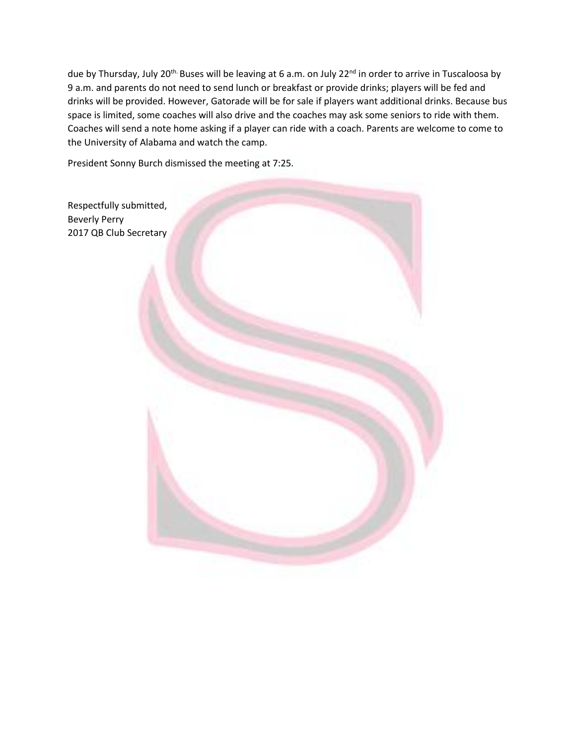due by Thursday, July 20th. Buses will be leaving at 6 a.m. on July 22nd in order to arrive in Tuscaloosa by 9 a.m. and parents do not need to send lunch or breakfast or provide drinks; players will be fed and drinks will be provided. However, Gatorade will be for sale if players want additional drinks. Because bus space is limited, some coaches will also drive and the coaches may ask some seniors to ride with them. Coaches will send a note home asking if a player can ride with a coach. Parents are welcome to come to the University of Alabama and watch the camp.

President Sonny Burch dismissed the meeting at 7:25.

Respectfully submitted,
Beverly Perry
2017 QB Club Secretary